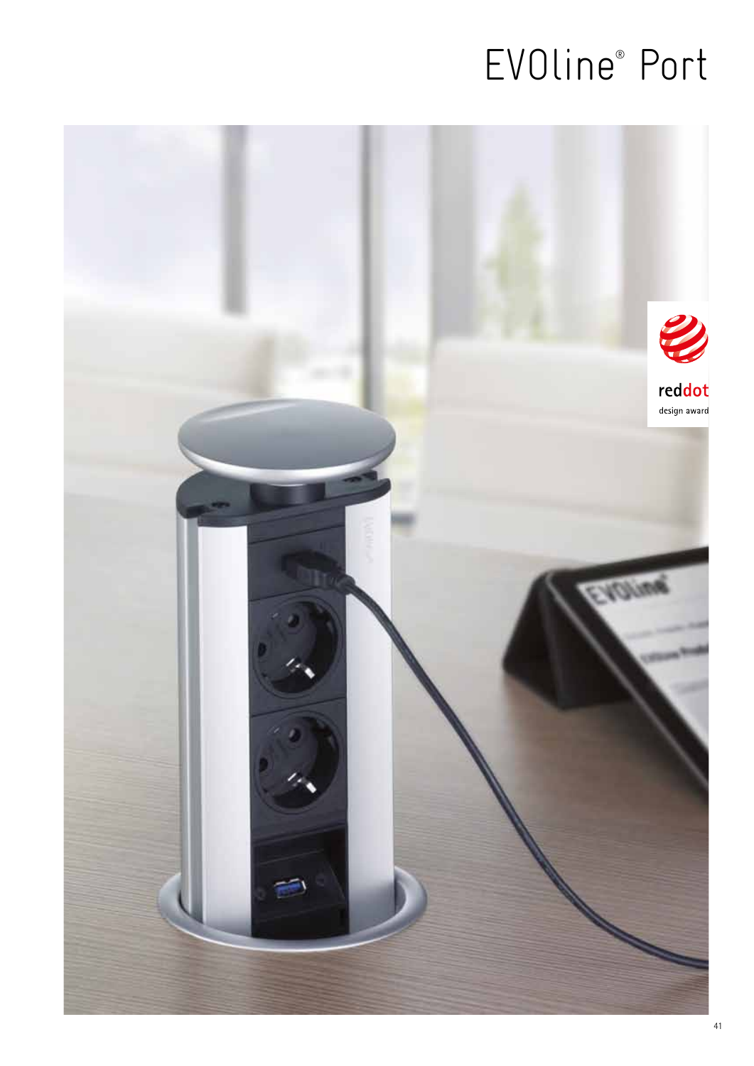# EVOline® Port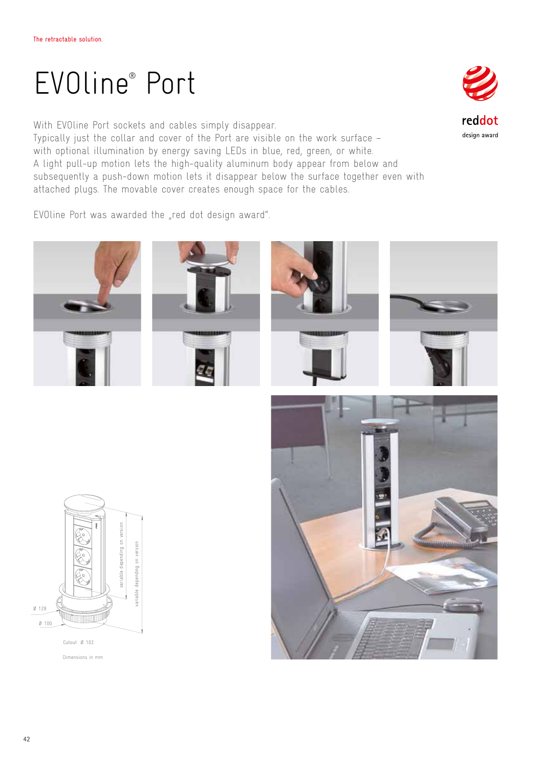The retractable solution.

# EVOline® Port

With EVOline Port sockets and cables simply disappear.
Typically just the collar and cover of the Port are visible on the work surface – with optional illumination by energy saving LEDs in blue, red, green, or white.
A light pull-up motion lets the high-quality aluminum body appear from below and subsequently a push-down motion lets it disappear below the surface together even with attached plugs. The movable cover creates enough space for the cables.

EVOline Port was awarded the „red dot design award".

reddot
design award

Ø 128

Ø 100

variable depending on version

variable depending on version

Cutout Ø 102

Dimensions in mm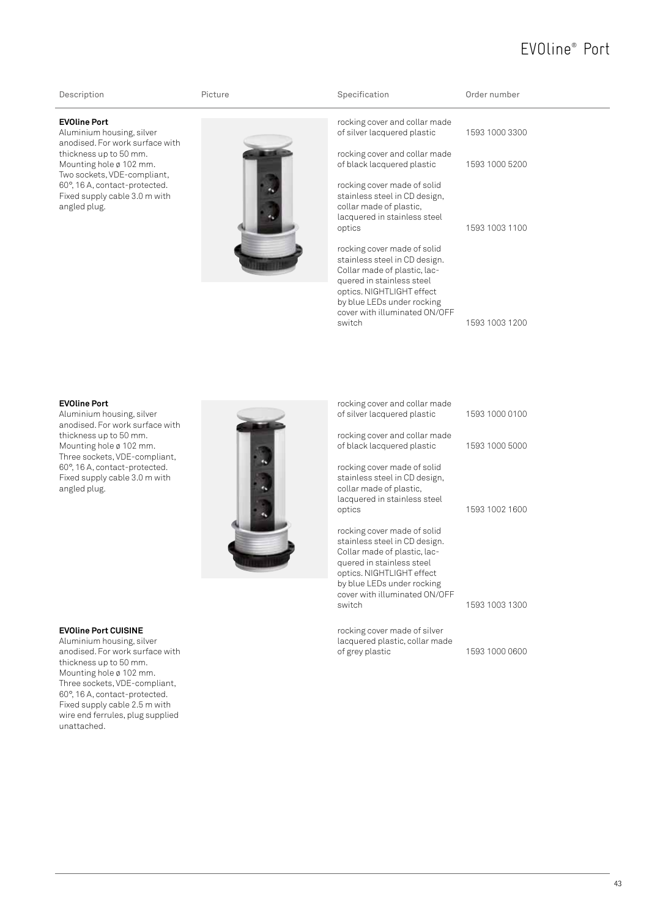# EVOline® Port

| Description | Picture | Specification | Order number |
|---|---|---|---|
| **EVOline Port**<br>Aluminium housing, silver anodised. For work surface with thickness up to 50 mm. Mounting hole ø 102 mm. Two sockets, VDE-compliant, 60°, 16 A, contact-protected. Fixed supply cable 3.0 m with angled plug. | | rocking cover and collar made of silver lacquered plastic | 1593 1000 3300 |
| | | rocking cover and collar made of black lacquered plastic | 1593 1000 5200 |
| | | rocking cover made of solid stainless steel in CD design, collar made of plastic, lacquered in stainless steel optics | 1593 1003 1100 |
| | | rocking cover made of solid stainless steel in CD design. Collar made of plastic, lacquered in stainless steel optics. NIGHTLIGHT effect by blue LEDs under rocking cover with illuminated ON/OFF switch | 1593 1003 1200 |
| **EVOline Port**<br>Aluminium housing, silver anodised. For work surface with thickness up to 50 mm. Mounting hole ø 102 mm. Three sockets, VDE-compliant, 60°, 16 A, contact-protected. Fixed supply cable 3.0 m with angled plug. | | rocking cover and collar made of silver lacquered plastic | 1593 1000 0100 |
| | | rocking cover and collar made of black lacquered plastic | 1593 1000 5000 |
| | | rocking cover made of solid stainless steel in CD design, collar made of plastic, lacquered in stainless steel optics | 1593 1002 1600 |
| | | rocking cover made of solid stainless steel in CD design. Collar made of plastic, lacquered in stainless steel optics. NIGHTLIGHT effect by blue LEDs under rocking cover with illuminated ON/OFF switch | 1593 1003 1300 |
| **EVOline Port CUISINE**<br>Aluminium housing, silver anodised. For work surface with thickness up to 50 mm. Mounting hole ø 102 mm. Three sockets, VDE-compliant, 60°, 16 A, contact-protected. Fixed supply cable 2.5 m with wire end ferrules, plug supplied unattached. | | rocking cover made of silver lacquered plastic, collar made of grey plastic | 1593 1000 0600 |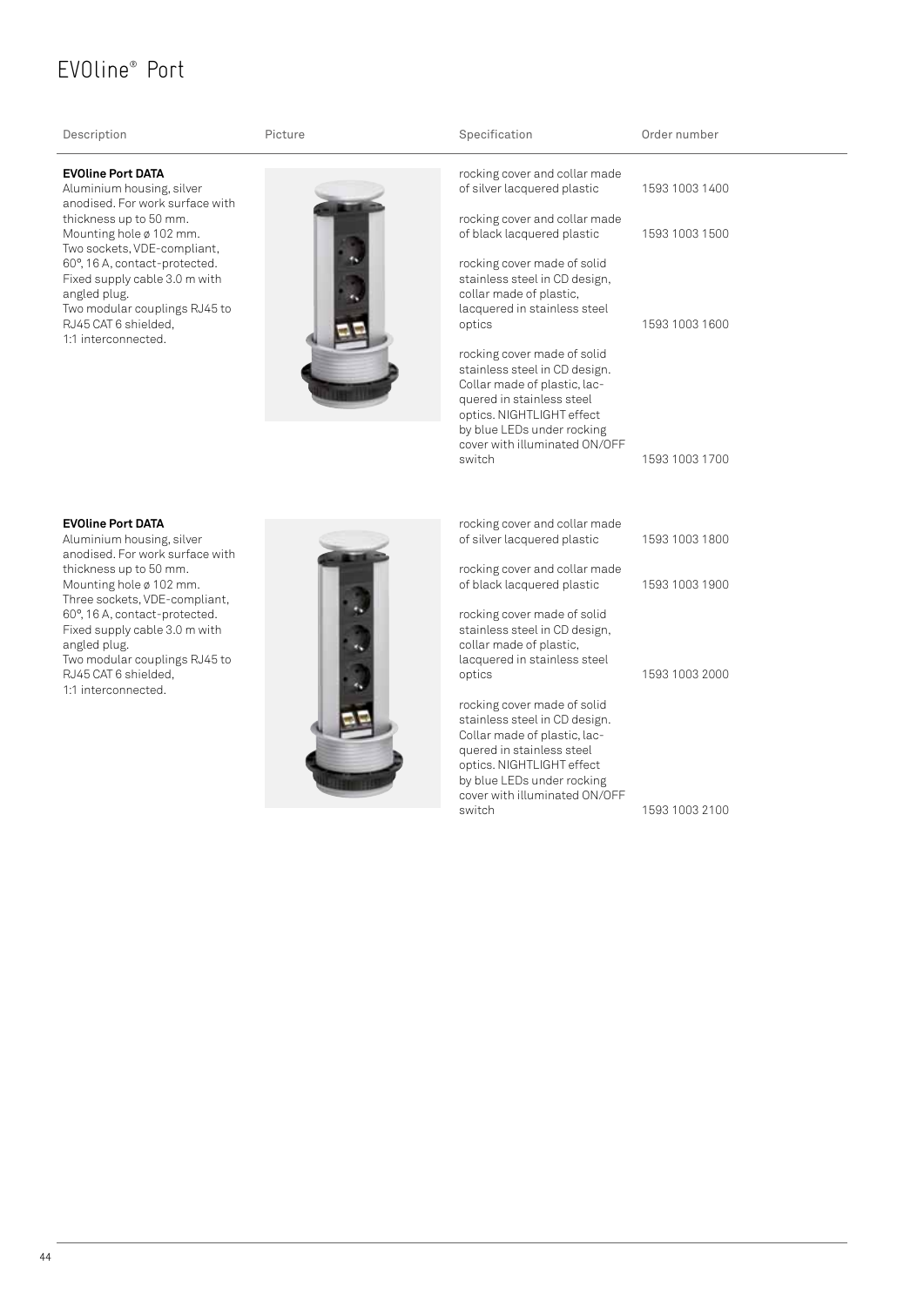# EVOline® Port

| Description | Picture | Specification | Order number |
|---|---|---|---|
| **EVOline Port DATA**<br>Aluminium housing, silver anodised. For work surface with thickness up to 50 mm.<br>Mounting hole ø 102 mm.<br>Two sockets, VDE-compliant, 60°, 16 A, contact-protected.<br>Fixed supply cable 3.0 m with angled plug.<br>Two modular couplings RJ45 to RJ45 CAT 6 shielded, 1:1 interconnected. | | rocking cover and collar made of silver lacquered plastic | 1593 1003 1400 |
| | | rocking cover and collar made of black lacquered plastic | 1593 1003 1500 |
| | | rocking cover made of solid stainless steel in CD design, collar made of plastic, lacquered in stainless steel optics | 1593 1003 1600 |
| | | rocking cover made of solid stainless steel in CD design. Collar made of plastic, lacquered in stainless steel optics. NIGHTLIGHT effect by blue LEDs under rocking cover with illuminated ON/OFF switch | 1593 1003 1700 |
| **EVOline Port DATA**<br>Aluminium housing, silver anodised. For work surface with thickness up to 50 mm.<br>Mounting hole ø 102 mm.<br>Three sockets, VDE-compliant, 60°, 16 A, contact-protected.<br>Fixed supply cable 3.0 m with angled plug.<br>Two modular couplings RJ45 to RJ45 CAT 6 shielded, 1:1 interconnected. | | rocking cover and collar made of silver lacquered plastic | 1593 1003 1800 |
| | | rocking cover and collar made of black lacquered plastic | 1593 1003 1900 |
| | | rocking cover made of solid stainless steel in CD design, collar made of plastic, lacquered in stainless steel optics | 1593 1003 2000 |
| | | rocking cover made of solid stainless steel in CD design. Collar made of plastic, lacquered in stainless steel optics. NIGHTLIGHT effect by blue LEDs under rocking cover with illuminated ON/OFF switch | 1593 1003 2100 |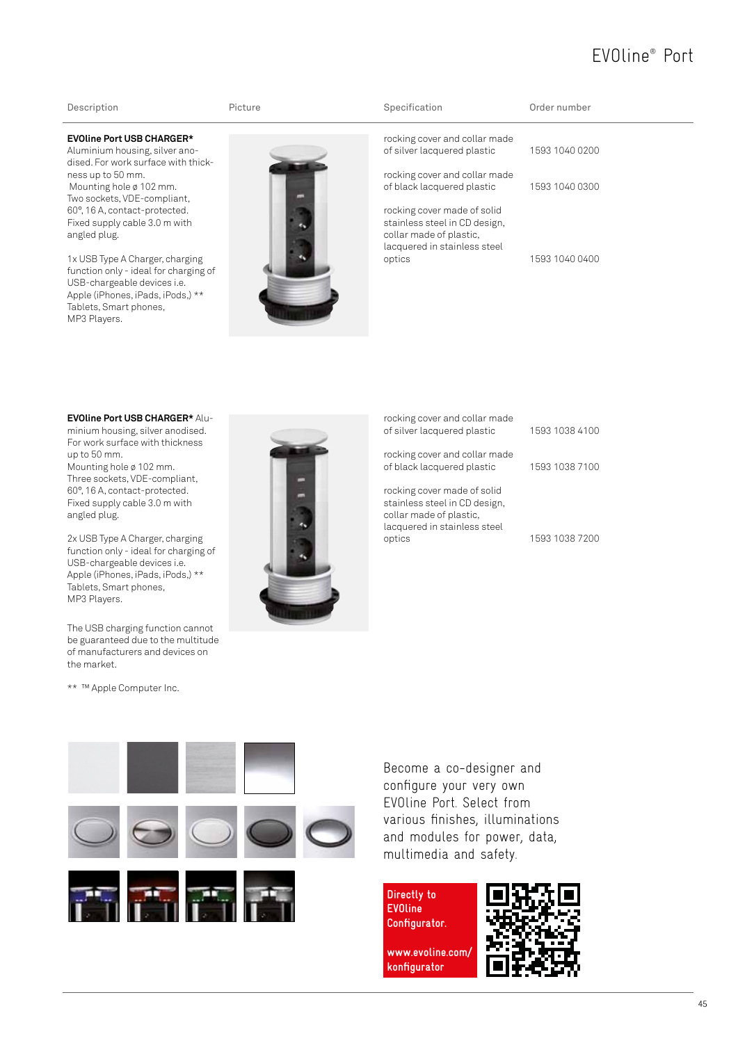# EVOline® Port

| Description | Picture | Specification | Order number |
|---|---|---|---|
| **EVOline Port USB CHARGER*** Aluminium housing, silver anodised. For work surface with thickness up to 50 mm. Mounting hole ø 102 mm. Two sockets, VDE-compliant, 60°, 16 A, contact-protected. Fixed supply cable 3.0 m with angled plug. 1x USB Type A Charger, charging function only - ideal for charging of USB-chargeable devices i.e. Apple (iPhones, iPads, iPods,) ** Tablets, Smart phones, MP3 Players. | | rocking cover and collar made of silver lacquered plastic | 1593 1040 0200 |
| | | rocking cover and collar made of black lacquered plastic | 1593 1040 0300 |
| | | rocking cover made of solid stainless steel in CD design, collar made of plastic, lacquered in stainless steel optics | 1593 1040 0400 |
| **EVOline Port USB CHARGER*** Aluminium housing, silver anodised. For work surface with thickness up to 50 mm. Mounting hole ø 102 mm. Three sockets, VDE-compliant, 60°, 16 A, contact-protected. Fixed supply cable 3.0 m with angled plug. 2x USB Type A Charger, charging function only - ideal for charging of USB-chargeable devices i.e. Apple (iPhones, iPads, iPods,) ** Tablets, Smart phones, MP3 Players. | | rocking cover and collar made of silver lacquered plastic | 1593 1038 4100 |
| | | rocking cover and collar made of black lacquered plastic | 1593 1038 7100 |
| | | rocking cover made of solid stainless steel in CD design, collar made of plastic, lacquered in stainless steel optics | 1593 1038 7200 |

The USB charging function cannot be guaranteed due to the multitude of manufacturers and devices on the market.

** ™ Apple Computer Inc.

Become a co-designer and configure your very own EVOline Port. Select from various finishes, illuminations and modules for power, data, multimedia and safety.

**Directly to EVOline Configurator.**

www.evoline.com/konfigurator